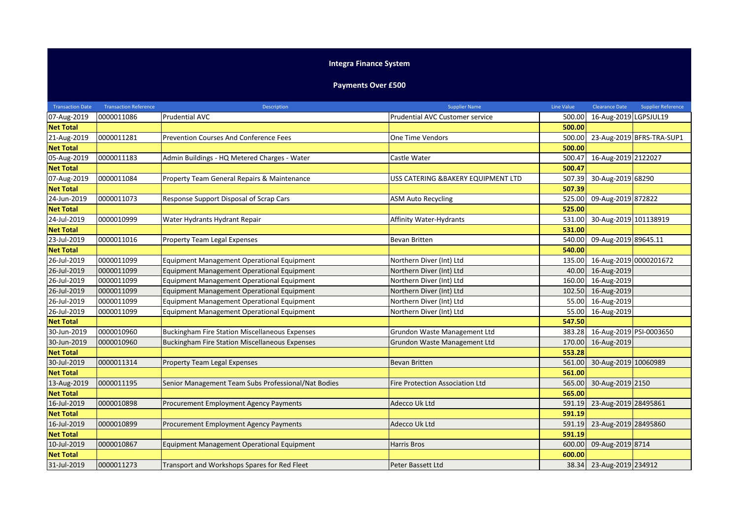# Integra Finance System

## Payments Over £500

| Transaction Date | Transaction Reference | Description | Supplier Name | Line Value | Clearance Date | Supplier Reference |
|---|---|---|---|---|---|---|
| 07-Aug-2019 | 0000011086 | Prudential AVC | Prudential AVC Customer service | 500.00 | 16-Aug-2019 | LGPSJUL19 |
| **Net Total** | | | | **500.00** | | |
| 21-Aug-2019 | 0000011281 | Prevention Courses And Conference Fees | One Time Vendors | 500.00 | 23-Aug-2019 | BFRS-TRA-SUP1 |
| **Net Total** | | | | **500.00** | | |
| 05-Aug-2019 | 0000011183 | Admin Buildings - HQ Metered Charges - Water | Castle Water | 500.47 | 16-Aug-2019 | 2122027 |
| **Net Total** | | | | **500.47** | | |
| 07-Aug-2019 | 0000011084 | Property Team General Repairs & Maintenance | USS CATERING &BAKERY EQUIPMENT LTD | 507.39 | 30-Aug-2019 | 68290 |
| **Net Total** | | | | **507.39** | | |
| 24-Jun-2019 | 0000011073 | Response Support Disposal of Scrap Cars | ASM Auto Recycling | 525.00 | 09-Aug-2019 | 872822 |
| **Net Total** | | | | **525.00** | | |
| 24-Jul-2019 | 0000010999 | Water Hydrants Hydrant Repair | Affinity Water-Hydrants | 531.00 | 30-Aug-2019 | 101138919 |
| **Net Total** | | | | **531.00** | | |
| 23-Jul-2019 | 0000011016 | Property Team Legal Expenses | Bevan Britten | 540.00 | 09-Aug-2019 | 89645.11 |
| **Net Total** | | | | **540.00** | | |
| 26-Jul-2019 | 0000011099 | Equipment Management Operational Equipment | Northern Diver (Int) Ltd | 135.00 | 16-Aug-2019 | 0000201672 |
| 26-Jul-2019 | 0000011099 | Equipment Management Operational Equipment | Northern Diver (Int) Ltd | 40.00 | 16-Aug-2019 | |
| 26-Jul-2019 | 0000011099 | Equipment Management Operational Equipment | Northern Diver (Int) Ltd | 160.00 | 16-Aug-2019 | |
| 26-Jul-2019 | 0000011099 | Equipment Management Operational Equipment | Northern Diver (Int) Ltd | 102.50 | 16-Aug-2019 | |
| 26-Jul-2019 | 0000011099 | Equipment Management Operational Equipment | Northern Diver (Int) Ltd | 55.00 | 16-Aug-2019 | |
| 26-Jul-2019 | 0000011099 | Equipment Management Operational Equipment | Northern Diver (Int) Ltd | 55.00 | 16-Aug-2019 | |
| **Net Total** | | | | **547.50** | | |
| 30-Jun-2019 | 0000010960 | Buckingham Fire Station Miscellaneous Expenses | Grundon Waste Management Ltd | 383.28 | 16-Aug-2019 | PSI-0003650 |
| 30-Jun-2019 | 0000010960 | Buckingham Fire Station Miscellaneous Expenses | Grundon Waste Management Ltd | 170.00 | 16-Aug-2019 | |
| **Net Total** | | | | **553.28** | | |
| 30-Jul-2019 | 0000011314 | Property Team Legal Expenses | Bevan Britten | 561.00 | 30-Aug-2019 | 10060989 |
| **Net Total** | | | | **561.00** | | |
| 13-Aug-2019 | 0000011195 | Senior Management Team Subs Professional/Nat Bodies | Fire Protection Association Ltd | 565.00 | 30-Aug-2019 | 2150 |
| **Net Total** | | | | **565.00** | | |
| 16-Jul-2019 | 0000010898 | Procurement Employment Agency Payments | Adecco Uk Ltd | 591.19 | 23-Aug-2019 | 28495861 |
| **Net Total** | | | | **591.19** | | |
| 16-Jul-2019 | 0000010899 | Procurement Employment Agency Payments | Adecco Uk Ltd | 591.19 | 23-Aug-2019 | 28495860 |
| **Net Total** | | | | **591.19** | | |
| 10-Jul-2019 | 0000010867 | Equipment Management Operational Equipment | Harris Bros | 600.00 | 09-Aug-2019 | 8714 |
| **Net Total** | | | | **600.00** | | |
| 31-Jul-2019 | 0000011273 | Transport and Workshops Spares for Red Fleet | Peter Bassett Ltd | 38.34 | 23-Aug-2019 | 234912 |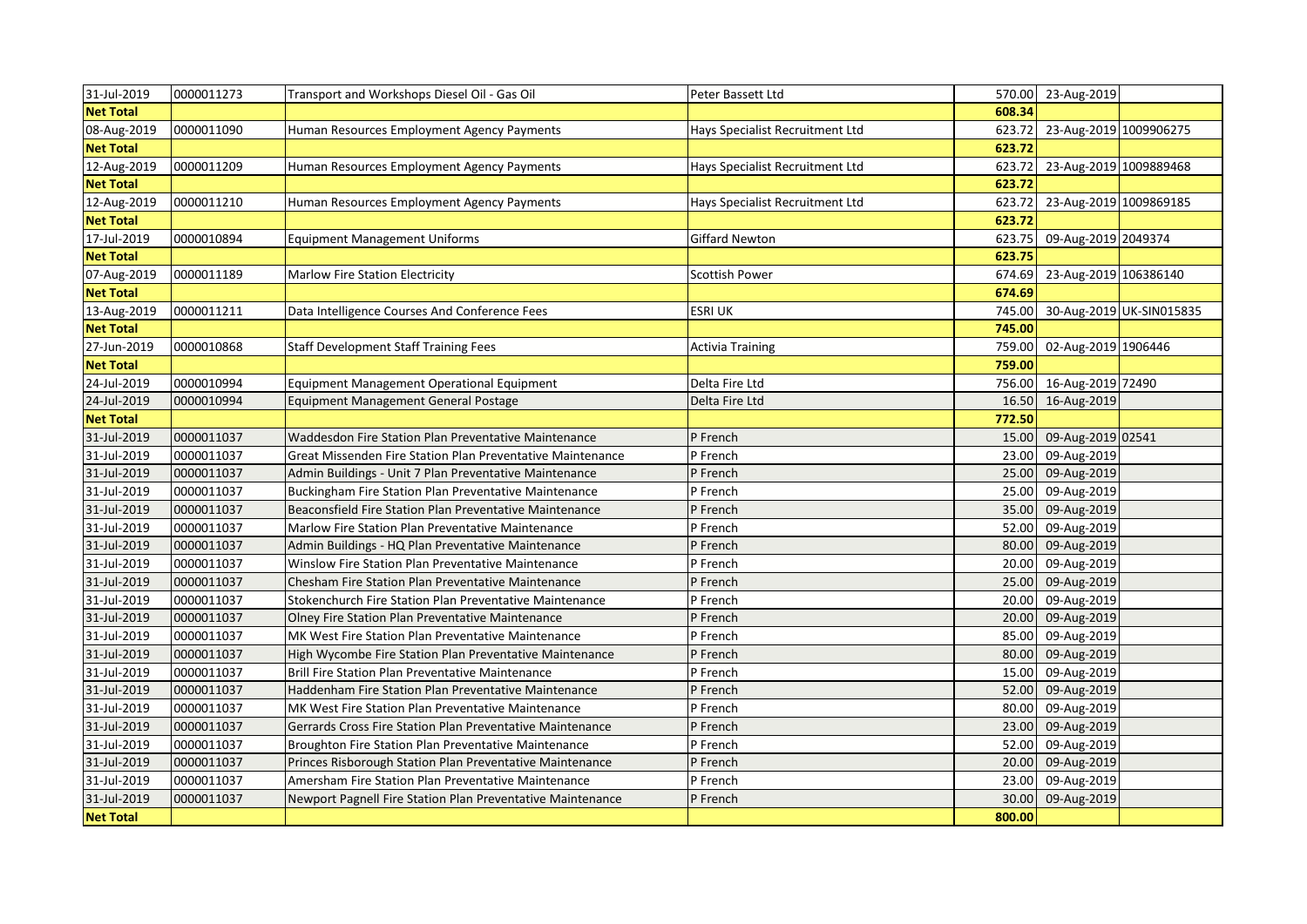| | | | | | | |
|---|---|---|---|---|---|---|
| 31-Jul-2019 | 0000011273 | Transport and Workshops Diesel Oil - Gas Oil | Peter Bassett Ltd | 570.00 | 23-Aug-2019 | |
| **Net Total** | | | | **608.34** | | |
| 08-Aug-2019 | 0000011090 | Human Resources Employment Agency Payments | Hays Specialist Recruitment Ltd | 623.72 | 23-Aug-2019 | 1009906275 |
| **Net Total** | | | | **623.72** | | |
| 12-Aug-2019 | 0000011209 | Human Resources Employment Agency Payments | Hays Specialist Recruitment Ltd | 623.72 | 23-Aug-2019 | 1009889468 |
| **Net Total** | | | | **623.72** | | |
| 12-Aug-2019 | 0000011210 | Human Resources Employment Agency Payments | Hays Specialist Recruitment Ltd | 623.72 | 23-Aug-2019 | 1009869185 |
| **Net Total** | | | | **623.72** | | |
| 17-Jul-2019 | 0000010894 | Equipment Management Uniforms | Giffard Newton | 623.75 | 09-Aug-2019 | 2049374 |
| **Net Total** | | | | **623.75** | | |
| 07-Aug-2019 | 0000011189 | Marlow Fire Station Electricity | Scottish Power | 674.69 | 23-Aug-2019 | 106386140 |
| **Net Total** | | | | **674.69** | | |
| 13-Aug-2019 | 0000011211 | Data Intelligence Courses And Conference Fees | ESRI UK | 745.00 | 30-Aug-2019 | UK-SIN015835 |
| **Net Total** | | | | **745.00** | | |
| 27-Jun-2019 | 0000010868 | Staff Development Staff Training Fees | Activia Training | 759.00 | 02-Aug-2019 | 1906446 |
| **Net Total** | | | | **759.00** | | |
| 24-Jul-2019 | 0000010994 | Equipment Management Operational Equipment | Delta Fire Ltd | 756.00 | 16-Aug-2019 | 72490 |
| 24-Jul-2019 | 0000010994 | Equipment Management General Postage | Delta Fire Ltd | 16.50 | 16-Aug-2019 | |
| **Net Total** | | | | **772.50** | | |
| 31-Jul-2019 | 0000011037 | Waddesdon Fire Station Plan Preventative Maintenance | P French | 15.00 | 09-Aug-2019 | 02541 |
| 31-Jul-2019 | 0000011037 | Great Missenden Fire Station Plan Preventative Maintenance | P French | 23.00 | 09-Aug-2019 | |
| 31-Jul-2019 | 0000011037 | Admin Buildings - Unit 7 Plan Preventative Maintenance | P French | 25.00 | 09-Aug-2019 | |
| 31-Jul-2019 | 0000011037 | Buckingham Fire Station Plan Preventative Maintenance | P French | 25.00 | 09-Aug-2019 | |
| 31-Jul-2019 | 0000011037 | Beaconsfield Fire Station Plan Preventative Maintenance | P French | 35.00 | 09-Aug-2019 | |
| 31-Jul-2019 | 0000011037 | Marlow Fire Station Plan Preventative Maintenance | P French | 52.00 | 09-Aug-2019 | |
| 31-Jul-2019 | 0000011037 | Admin Buildings - HQ Plan Preventative Maintenance | P French | 80.00 | 09-Aug-2019 | |
| 31-Jul-2019 | 0000011037 | Winslow Fire Station Plan Preventative Maintenance | P French | 20.00 | 09-Aug-2019 | |
| 31-Jul-2019 | 0000011037 | Chesham Fire Station Plan Preventative Maintenance | P French | 25.00 | 09-Aug-2019 | |
| 31-Jul-2019 | 0000011037 | Stokenchurch Fire Station Plan Preventative Maintenance | P French | 20.00 | 09-Aug-2019 | |
| 31-Jul-2019 | 0000011037 | Olney Fire Station Plan Preventative Maintenance | P French | 20.00 | 09-Aug-2019 | |
| 31-Jul-2019 | 0000011037 | MK West Fire Station Plan Preventative Maintenance | P French | 85.00 | 09-Aug-2019 | |
| 31-Jul-2019 | 0000011037 | High Wycombe Fire Station Plan Preventative Maintenance | P French | 80.00 | 09-Aug-2019 | |
| 31-Jul-2019 | 0000011037 | Brill Fire Station Plan Preventative Maintenance | P French | 15.00 | 09-Aug-2019 | |
| 31-Jul-2019 | 0000011037 | Haddenham Fire Station Plan Preventative Maintenance | P French | 52.00 | 09-Aug-2019 | |
| 31-Jul-2019 | 0000011037 | MK West Fire Station Plan Preventative Maintenance | P French | 80.00 | 09-Aug-2019 | |
| 31-Jul-2019 | 0000011037 | Gerrards Cross Fire Station Plan Preventative Maintenance | P French | 23.00 | 09-Aug-2019 | |
| 31-Jul-2019 | 0000011037 | Broughton Fire Station Plan Preventative Maintenance | P French | 52.00 | 09-Aug-2019 | |
| 31-Jul-2019 | 0000011037 | Princes Risborough Station Plan Preventative Maintenance | P French | 20.00 | 09-Aug-2019 | |
| 31-Jul-2019 | 0000011037 | Amersham Fire Station Plan Preventative Maintenance | P French | 23.00 | 09-Aug-2019 | |
| 31-Jul-2019 | 0000011037 | Newport Pagnell Fire Station Plan Preventative Maintenance | P French | 30.00 | 09-Aug-2019 | |
| **Net Total** | | | | **800.00** | | |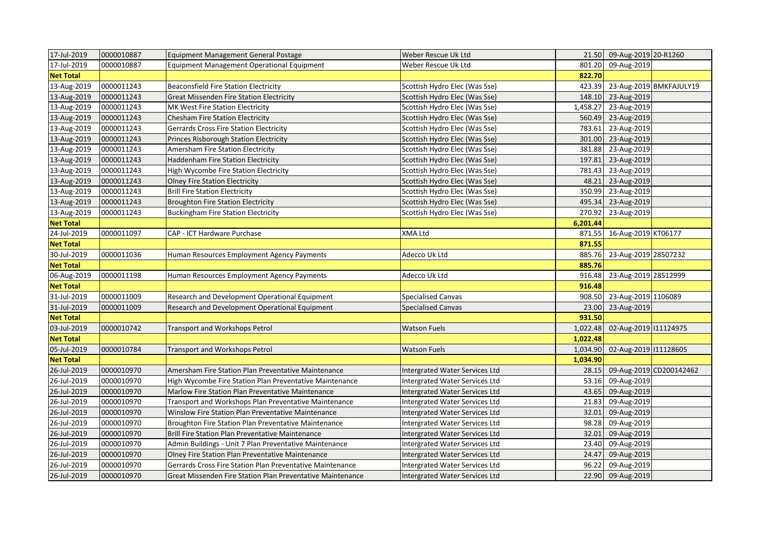| | | | | | | |
|---|---|---|---|---|---|---|
| 17-Jul-2019 | 0000010887 | Equipment Management General Postage | Weber Rescue Uk Ltd | 21.50 | 09-Aug-2019 | 20-R1260 |
| 17-Jul-2019 | 0000010887 | Equipment Management Operational Equipment | Weber Rescue Uk Ltd | 801.20 | 09-Aug-2019 | |
| **Net Total** | | | | **822.70** | | |
| 13-Aug-2019 | 0000011243 | Beaconsfield Fire Station Electricity | Scottish Hydro Elec (Was Sse) | 423.39 | 23-Aug-2019 | BMKFAJULY19 |
| 13-Aug-2019 | 0000011243 | Great Missenden Fire Station Electricity | Scottish Hydro Elec (Was Sse) | 148.10 | 23-Aug-2019 | |
| 13-Aug-2019 | 0000011243 | MK West Fire Station Electricity | Scottish Hydro Elec (Was Sse) | 1,458.27 | 23-Aug-2019 | |
| 13-Aug-2019 | 0000011243 | Chesham Fire Station Electricity | Scottish Hydro Elec (Was Sse) | 560.49 | 23-Aug-2019 | |
| 13-Aug-2019 | 0000011243 | Gerrards Cross Fire Station Electricity | Scottish Hydro Elec (Was Sse) | 783.61 | 23-Aug-2019 | |
| 13-Aug-2019 | 0000011243 | Princes Risborough Station Electricity | Scottish Hydro Elec (Was Sse) | 301.00 | 23-Aug-2019 | |
| 13-Aug-2019 | 0000011243 | Amersham Fire Station Electricity | Scottish Hydro Elec (Was Sse) | 381.88 | 23-Aug-2019 | |
| 13-Aug-2019 | 0000011243 | Haddenham Fire Station Electricity | Scottish Hydro Elec (Was Sse) | 197.81 | 23-Aug-2019 | |
| 13-Aug-2019 | 0000011243 | High Wycombe Fire Station Electricity | Scottish Hydro Elec (Was Sse) | 781.43 | 23-Aug-2019 | |
| 13-Aug-2019 | 0000011243 | Olney Fire Station Electricity | Scottish Hydro Elec (Was Sse) | 48.21 | 23-Aug-2019 | |
| 13-Aug-2019 | 0000011243 | Brill Fire Station Electricity | Scottish Hydro Elec (Was Sse) | 350.99 | 23-Aug-2019 | |
| 13-Aug-2019 | 0000011243 | Broughton Fire Station Electricity | Scottish Hydro Elec (Was Sse) | 495.34 | 23-Aug-2019 | |
| 13-Aug-2019 | 0000011243 | Buckingham Fire Station Electricity | Scottish Hydro Elec (Was Sse) | 270.92 | 23-Aug-2019 | |
| **Net Total** | | | | **6,201.44** | | |
| 24-Jul-2019 | 0000011097 | CAP - ICT Hardware Purchase | XMA Ltd | 871.55 | 16-Aug-2019 | KT06177 |
| **Net Total** | | | | **871.55** | | |
| 30-Jul-2019 | 0000011036 | Human Resources Employment Agency Payments | Adecco Uk Ltd | 885.76 | 23-Aug-2019 | 28507232 |
| **Net Total** | | | | **885.76** | | |
| 06-Aug-2019 | 0000011198 | Human Resources Employment Agency Payments | Adecco Uk Ltd | 916.48 | 23-Aug-2019 | 28512999 |
| **Net Total** | | | | **916.48** | | |
| 31-Jul-2019 | 0000011009 | Research and Development Operational Equipment | Specialised Canvas | 908.50 | 23-Aug-2019 | 1106089 |
| 31-Jul-2019 | 0000011009 | Research and Development Operational Equipment | Specialised Canvas | 23.00 | 23-Aug-2019 | |
| **Net Total** | | | | **931.50** | | |
| 03-Jul-2019 | 0000010742 | Transport and Workshops Petrol | Watson Fuels | 1,022.48 | 02-Aug-2019 | I11124975 |
| **Net Total** | | | | **1,022.48** | | |
| 05-Jul-2019 | 0000010784 | Transport and Workshops Petrol | Watson Fuels | 1,034.90 | 02-Aug-2019 | I11128605 |
| **Net Total** | | | | **1,034.90** | | |
| 26-Jul-2019 | 0000010970 | Amersham Fire Station Plan Preventative Maintenance | Intergrated Water Services Ltd | 28.15 | 09-Aug-2019 | CD200142462 |
| 26-Jul-2019 | 0000010970 | High Wycombe Fire Station Plan Preventative Maintenance | Intergrated Water Services Ltd | 53.16 | 09-Aug-2019 | |
| 26-Jul-2019 | 0000010970 | Marlow Fire Station Plan Preventative Maintenance | Intergrated Water Services Ltd | 43.65 | 09-Aug-2019 | |
| 26-Jul-2019 | 0000010970 | Transport and Workshops Plan Preventative Maintenance | Intergrated Water Services Ltd | 21.83 | 09-Aug-2019 | |
| 26-Jul-2019 | 0000010970 | Winslow Fire Station Plan Preventative Maintenance | Intergrated Water Services Ltd | 32.01 | 09-Aug-2019 | |
| 26-Jul-2019 | 0000010970 | Broughton Fire Station Plan Preventative Maintenance | Intergrated Water Services Ltd | 98.28 | 09-Aug-2019 | |
| 26-Jul-2019 | 0000010970 | Brill Fire Station Plan Preventative Maintenance | Intergrated Water Services Ltd | 32.01 | 09-Aug-2019 | |
| 26-Jul-2019 | 0000010970 | Admin Buildings - Unit 7 Plan Preventative Maintenance | Intergrated Water Services Ltd | 23.40 | 09-Aug-2019 | |
| 26-Jul-2019 | 0000010970 | Olney Fire Station Plan Preventative Maintenance | Intergrated Water Services Ltd | 24.47 | 09-Aug-2019 | |
| 26-Jul-2019 | 0000010970 | Gerrards Cross Fire Station Plan Preventative Maintenance | Intergrated Water Services Ltd | 96.22 | 09-Aug-2019 | |
| 26-Jul-2019 | 0000010970 | Great Missenden Fire Station Plan Preventative Maintenance | Intergrated Water Services Ltd | 22.90 | 09-Aug-2019 | |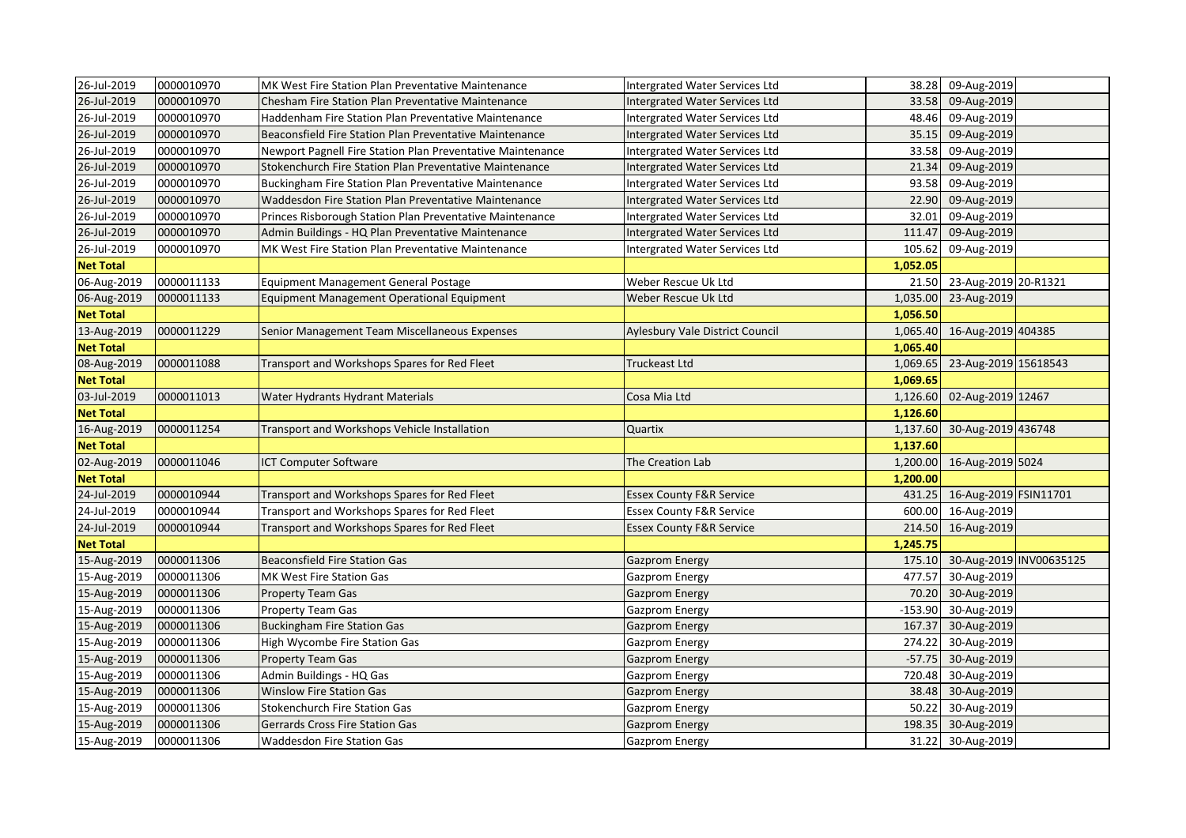| | | | | | | |
|---|---|---|---|---|---|---|
| 26-Jul-2019 | 0000010970 | MK West Fire Station Plan Preventative Maintenance | Intergrated Water Services Ltd | 38.28 | 09-Aug-2019 | |
| 26-Jul-2019 | 0000010970 | Chesham Fire Station Plan Preventative Maintenance | Intergrated Water Services Ltd | 33.58 | 09-Aug-2019 | |
| 26-Jul-2019 | 0000010970 | Haddenham Fire Station Plan Preventative Maintenance | Intergrated Water Services Ltd | 48.46 | 09-Aug-2019 | |
| 26-Jul-2019 | 0000010970 | Beaconsfield Fire Station Plan Preventative Maintenance | Intergrated Water Services Ltd | 35.15 | 09-Aug-2019 | |
| 26-Jul-2019 | 0000010970 | Newport Pagnell Fire Station Plan Preventative Maintenance | Intergrated Water Services Ltd | 33.58 | 09-Aug-2019 | |
| 26-Jul-2019 | 0000010970 | Stokenchurch Fire Station Plan Preventative Maintenance | Intergrated Water Services Ltd | 21.34 | 09-Aug-2019 | |
| 26-Jul-2019 | 0000010970 | Buckingham Fire Station Plan Preventative Maintenance | Intergrated Water Services Ltd | 93.58 | 09-Aug-2019 | |
| 26-Jul-2019 | 0000010970 | Waddesdon Fire Station Plan Preventative Maintenance | Intergrated Water Services Ltd | 22.90 | 09-Aug-2019 | |
| 26-Jul-2019 | 0000010970 | Princes Risborough Station Plan Preventative Maintenance | Intergrated Water Services Ltd | 32.01 | 09-Aug-2019 | |
| 26-Jul-2019 | 0000010970 | Admin Buildings - HQ Plan Preventative Maintenance | Intergrated Water Services Ltd | 111.47 | 09-Aug-2019 | |
| 26-Jul-2019 | 0000010970 | MK West Fire Station Plan Preventative Maintenance | Intergrated Water Services Ltd | 105.62 | 09-Aug-2019 | |
| **Net Total** | | | | **1,052.05** | | |
| 06-Aug-2019 | 0000011133 | Equipment Management General Postage | Weber Rescue Uk Ltd | 21.50 | 23-Aug-2019 | 20-R1321 |
| 06-Aug-2019 | 0000011133 | Equipment Management Operational Equipment | Weber Rescue Uk Ltd | 1,035.00 | 23-Aug-2019 | |
| **Net Total** | | | | **1,056.50** | | |
| 13-Aug-2019 | 0000011229 | Senior Management Team Miscellaneous Expenses | Aylesbury Vale District Council | 1,065.40 | 16-Aug-2019 | 404385 |
| **Net Total** | | | | **1,065.40** | | |
| 08-Aug-2019 | 0000011088 | Transport and Workshops Spares for Red Fleet | Truckeast Ltd | 1,069.65 | 23-Aug-2019 | 15618543 |
| **Net Total** | | | | **1,069.65** | | |
| 03-Jul-2019 | 0000011013 | Water Hydrants Hydrant Materials | Cosa Mia Ltd | 1,126.60 | 02-Aug-2019 | 12467 |
| **Net Total** | | | | **1,126.60** | | |
| 16-Aug-2019 | 0000011254 | Transport and Workshops Vehicle Installation | Quartix | 1,137.60 | 30-Aug-2019 | 436748 |
| **Net Total** | | | | **1,137.60** | | |
| 02-Aug-2019 | 0000011046 | ICT Computer Software | The Creation Lab | 1,200.00 | 16-Aug-2019 | 5024 |
| **Net Total** | | | | **1,200.00** | | |
| 24-Jul-2019 | 0000010944 | Transport and Workshops Spares for Red Fleet | Essex County F&R Service | 431.25 | 16-Aug-2019 | FSIN11701 |
| 24-Jul-2019 | 0000010944 | Transport and Workshops Spares for Red Fleet | Essex County F&R Service | 600.00 | 16-Aug-2019 | |
| 24-Jul-2019 | 0000010944 | Transport and Workshops Spares for Red Fleet | Essex County F&R Service | 214.50 | 16-Aug-2019 | |
| **Net Total** | | | | **1,245.75** | | |
| 15-Aug-2019 | 0000011306 | Beaconsfield Fire Station Gas | Gazprom Energy | 175.10 | 30-Aug-2019 | INV00635125 |
| 15-Aug-2019 | 0000011306 | MK West Fire Station Gas | Gazprom Energy | 477.57 | 30-Aug-2019 | |
| 15-Aug-2019 | 0000011306 | Property Team Gas | Gazprom Energy | 70.20 | 30-Aug-2019 | |
| 15-Aug-2019 | 0000011306 | Property Team Gas | Gazprom Energy | -153.90 | 30-Aug-2019 | |
| 15-Aug-2019 | 0000011306 | Buckingham Fire Station Gas | Gazprom Energy | 167.37 | 30-Aug-2019 | |
| 15-Aug-2019 | 0000011306 | High Wycombe Fire Station Gas | Gazprom Energy | 274.22 | 30-Aug-2019 | |
| 15-Aug-2019 | 0000011306 | Property Team Gas | Gazprom Energy | -57.75 | 30-Aug-2019 | |
| 15-Aug-2019 | 0000011306 | Admin Buildings - HQ Gas | Gazprom Energy | 720.48 | 30-Aug-2019 | |
| 15-Aug-2019 | 0000011306 | Winslow Fire Station Gas | Gazprom Energy | 38.48 | 30-Aug-2019 | |
| 15-Aug-2019 | 0000011306 | Stokenchurch Fire Station Gas | Gazprom Energy | 50.22 | 30-Aug-2019 | |
| 15-Aug-2019 | 0000011306 | Gerrards Cross Fire Station Gas | Gazprom Energy | 198.35 | 30-Aug-2019 | |
| 15-Aug-2019 | 0000011306 | Waddesdon Fire Station Gas | Gazprom Energy | 31.22 | 30-Aug-2019 | |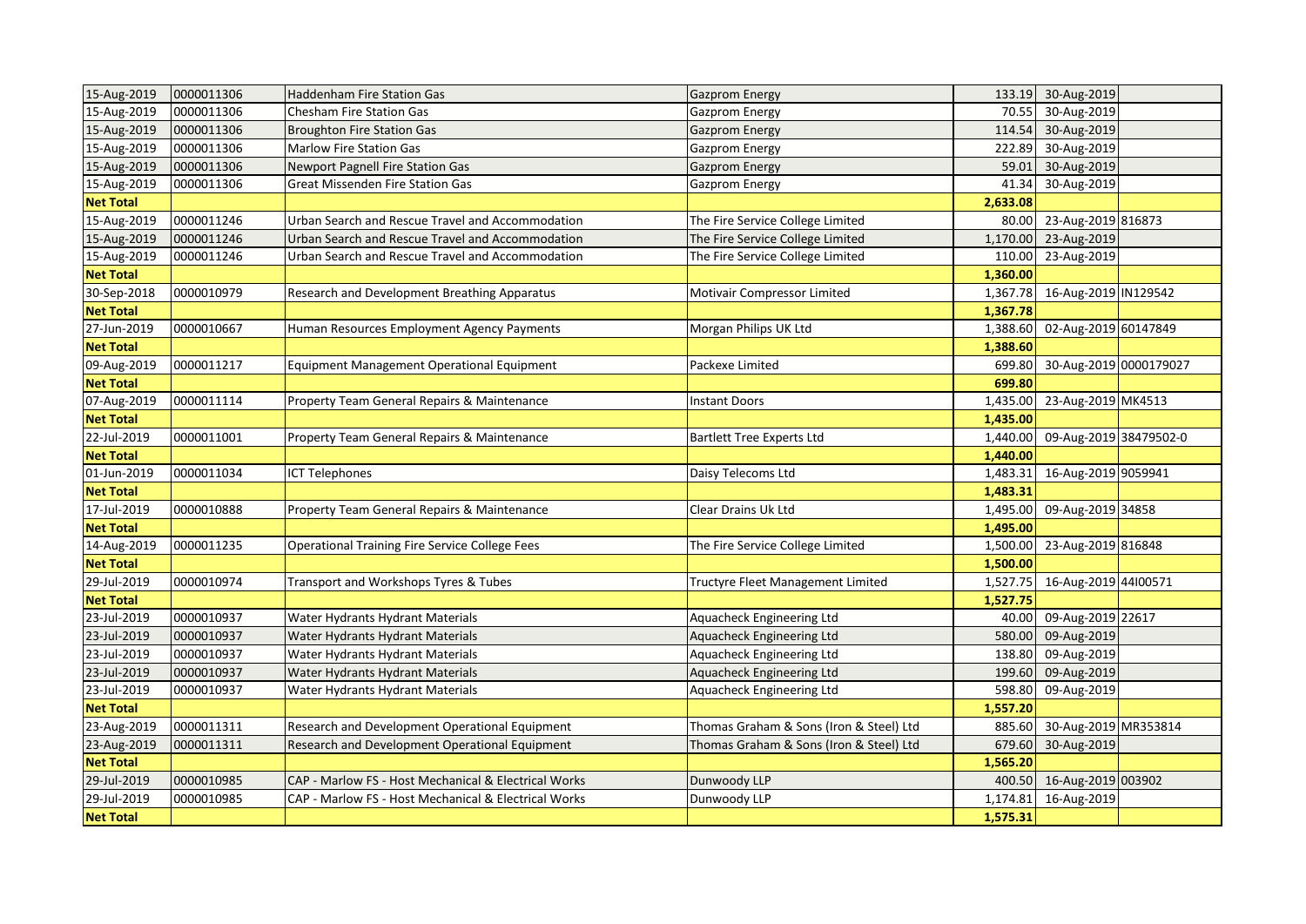| | | | | | | |
|---|---|---|---|---|---|---|
| 15-Aug-2019 | 0000011306 | Haddenham Fire Station Gas | Gazprom Energy | 133.19 | 30-Aug-2019 | |
| 15-Aug-2019 | 0000011306 | Chesham Fire Station Gas | Gazprom Energy | 70.55 | 30-Aug-2019 | |
| 15-Aug-2019 | 0000011306 | Broughton Fire Station Gas | Gazprom Energy | 114.54 | 30-Aug-2019 | |
| 15-Aug-2019 | 0000011306 | Marlow Fire Station Gas | Gazprom Energy | 222.89 | 30-Aug-2019 | |
| 15-Aug-2019 | 0000011306 | Newport Pagnell Fire Station Gas | Gazprom Energy | 59.01 | 30-Aug-2019 | |
| 15-Aug-2019 | 0000011306 | Great Missenden Fire Station Gas | Gazprom Energy | 41.34 | 30-Aug-2019 | |
| **Net Total** | | | | **2,633.08** | | |
| 15-Aug-2019 | 0000011246 | Urban Search and Rescue Travel and Accommodation | The Fire Service College Limited | 80.00 | 23-Aug-2019 | 816873 |
| 15-Aug-2019 | 0000011246 | Urban Search and Rescue Travel and Accommodation | The Fire Service College Limited | 1,170.00 | 23-Aug-2019 | |
| 15-Aug-2019 | 0000011246 | Urban Search and Rescue Travel and Accommodation | The Fire Service College Limited | 110.00 | 23-Aug-2019 | |
| **Net Total** | | | | **1,360.00** | | |
| 30-Sep-2018 | 0000010979 | Research and Development Breathing Apparatus | Motivair Compressor Limited | 1,367.78 | 16-Aug-2019 | IN129542 |
| **Net Total** | | | | **1,367.78** | | |
| 27-Jun-2019 | 0000010667 | Human Resources Employment Agency Payments | Morgan Philips UK Ltd | 1,388.60 | 02-Aug-2019 | 60147849 |
| **Net Total** | | | | **1,388.60** | | |
| 09-Aug-2019 | 0000011217 | Equipment Management Operational Equipment | Packexe Limited | 699.80 | 30-Aug-2019 | 0000179027 |
| **Net Total** | | | | **699.80** | | |
| 07-Aug-2019 | 0000011114 | Property Team General Repairs & Maintenance | Instant Doors | 1,435.00 | 23-Aug-2019 | MK4513 |
| **Net Total** | | | | **1,435.00** | | |
| 22-Jul-2019 | 0000011001 | Property Team General Repairs & Maintenance | Bartlett Tree Experts Ltd | 1,440.00 | 09-Aug-2019 | 38479502-0 |
| **Net Total** | | | | **1,440.00** | | |
| 01-Jun-2019 | 0000011034 | ICT Telephones | Daisy Telecoms Ltd | 1,483.31 | 16-Aug-2019 | 9059941 |
| **Net Total** | | | | **1,483.31** | | |
| 17-Jul-2019 | 0000010888 | Property Team General Repairs & Maintenance | Clear Drains Uk Ltd | 1,495.00 | 09-Aug-2019 | 34858 |
| **Net Total** | | | | **1,495.00** | | |
| 14-Aug-2019 | 0000011235 | Operational Training Fire Service College Fees | The Fire Service College Limited | 1,500.00 | 23-Aug-2019 | 816848 |
| **Net Total** | | | | **1,500.00** | | |
| 29-Jul-2019 | 0000010974 | Transport and Workshops Tyres & Tubes | Tructyre Fleet Management Limited | 1,527.75 | 16-Aug-2019 | 44I00571 |
| **Net Total** | | | | **1,527.75** | | |
| 23-Jul-2019 | 0000010937 | Water Hydrants Hydrant Materials | Aquacheck Engineering Ltd | 40.00 | 09-Aug-2019 | 22617 |
| 23-Jul-2019 | 0000010937 | Water Hydrants Hydrant Materials | Aquacheck Engineering Ltd | 580.00 | 09-Aug-2019 | |
| 23-Jul-2019 | 0000010937 | Water Hydrants Hydrant Materials | Aquacheck Engineering Ltd | 138.80 | 09-Aug-2019 | |
| 23-Jul-2019 | 0000010937 | Water Hydrants Hydrant Materials | Aquacheck Engineering Ltd | 199.60 | 09-Aug-2019 | |
| 23-Jul-2019 | 0000010937 | Water Hydrants Hydrant Materials | Aquacheck Engineering Ltd | 598.80 | 09-Aug-2019 | |
| **Net Total** | | | | **1,557.20** | | |
| 23-Aug-2019 | 0000011311 | Research and Development Operational Equipment | Thomas Graham & Sons (Iron & Steel) Ltd | 885.60 | 30-Aug-2019 | MR353814 |
| 23-Aug-2019 | 0000011311 | Research and Development Operational Equipment | Thomas Graham & Sons (Iron & Steel) Ltd | 679.60 | 30-Aug-2019 | |
| **Net Total** | | | | **1,565.20** | | |
| 29-Jul-2019 | 0000010985 | CAP - Marlow FS - Host Mechanical & Electrical Works | Dunwoody LLP | 400.50 | 16-Aug-2019 | 003902 |
| 29-Jul-2019 | 0000010985 | CAP - Marlow FS - Host Mechanical & Electrical Works | Dunwoody LLP | 1,174.81 | 16-Aug-2019 | |
| **Net Total** | | | | **1,575.31** | | |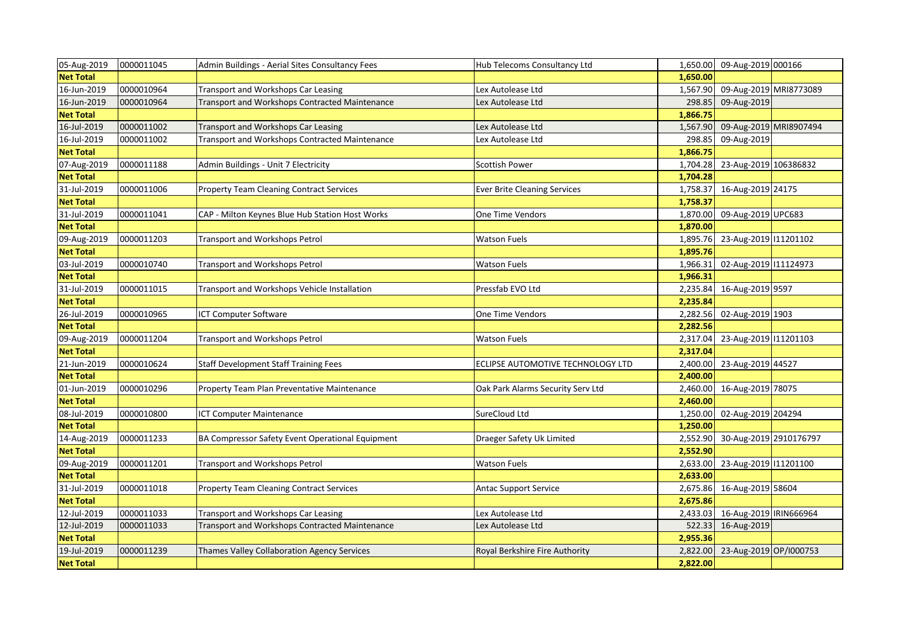| 05-Aug-2019 | 0000011045 | Admin Buildings - Aerial Sites Consultancy Fees | Hub Telecoms Consultancy Ltd | 1,650.00 | 09-Aug-2019 | 000166 |
|---|---|---|---|---|---|---|
| **Net Total** | | | | **1,650.00** | | |
| 16-Jun-2019 | 0000010964 | Transport and Workshops Car Leasing | Lex Autolease Ltd | 1,567.90 | 09-Aug-2019 | MRI8773089 |
| 16-Jun-2019 | 0000010964 | Transport and Workshops Contracted Maintenance | Lex Autolease Ltd | 298.85 | 09-Aug-2019 | |
| **Net Total** | | | | **1,866.75** | | |
| 16-Jul-2019 | 0000011002 | Transport and Workshops Car Leasing | Lex Autolease Ltd | 1,567.90 | 09-Aug-2019 | MRI8907494 |
| 16-Jul-2019 | 0000011002 | Transport and Workshops Contracted Maintenance | Lex Autolease Ltd | 298.85 | 09-Aug-2019 | |
| **Net Total** | | | | **1,866.75** | | |
| 07-Aug-2019 | 0000011188 | Admin Buildings - Unit 7 Electricity | Scottish Power | 1,704.28 | 23-Aug-2019 | 106386832 |
| **Net Total** | | | | **1,704.28** | | |
| 31-Jul-2019 | 0000011006 | Property Team Cleaning Contract Services | Ever Brite Cleaning Services | 1,758.37 | 16-Aug-2019 | 24175 |
| **Net Total** | | | | **1,758.37** | | |
| 31-Jul-2019 | 0000011041 | CAP - Milton Keynes Blue Hub Station Host Works | One Time Vendors | 1,870.00 | 09-Aug-2019 | UPC683 |
| **Net Total** | | | | **1,870.00** | | |
| 09-Aug-2019 | 0000011203 | Transport and Workshops Petrol | Watson Fuels | 1,895.76 | 23-Aug-2019 | I11201102 |
| **Net Total** | | | | **1,895.76** | | |
| 03-Jul-2019 | 0000010740 | Transport and Workshops Petrol | Watson Fuels | 1,966.31 | 02-Aug-2019 | I11124973 |
| **Net Total** | | | | **1,966.31** | | |
| 31-Jul-2019 | 0000011015 | Transport and Workshops Vehicle Installation | Pressfab EVO Ltd | 2,235.84 | 16-Aug-2019 | 9597 |
| **Net Total** | | | | **2,235.84** | | |
| 26-Jul-2019 | 0000010965 | ICT Computer Software | One Time Vendors | 2,282.56 | 02-Aug-2019 | 1903 |
| **Net Total** | | | | **2,282.56** | | |
| 09-Aug-2019 | 0000011204 | Transport and Workshops Petrol | Watson Fuels | 2,317.04 | 23-Aug-2019 | I11201103 |
| **Net Total** | | | | **2,317.04** | | |
| 21-Jun-2019 | 0000010624 | Staff Development Staff Training Fees | ECLIPSE AUTOMOTIVE TECHNOLOGY LTD | 2,400.00 | 23-Aug-2019 | 44527 |
| **Net Total** | | | | **2,400.00** | | |
| 01-Jun-2019 | 0000010296 | Property Team Plan Preventative Maintenance | Oak Park Alarms Security Serv Ltd | 2,460.00 | 16-Aug-2019 | 78075 |
| **Net Total** | | | | **2,460.00** | | |
| 08-Jul-2019 | 0000010800 | ICT Computer Maintenance | SureCloud Ltd | 1,250.00 | 02-Aug-2019 | 204294 |
| **Net Total** | | | | **1,250.00** | | |
| 14-Aug-2019 | 0000011233 | BA Compressor Safety Event Operational Equipment | Draeger Safety Uk Limited | 2,552.90 | 30-Aug-2019 | 2910176797 |
| **Net Total** | | | | **2,552.90** | | |
| 09-Aug-2019 | 0000011201 | Transport and Workshops Petrol | Watson Fuels | 2,633.00 | 23-Aug-2019 | I11201100 |
| **Net Total** | | | | **2,633.00** | | |
| 31-Jul-2019 | 0000011018 | Property Team Cleaning Contract Services | Antac Support Service | 2,675.86 | 16-Aug-2019 | 58604 |
| **Net Total** | | | | **2,675.86** | | |
| 12-Jul-2019 | 0000011033 | Transport and Workshops Car Leasing | Lex Autolease Ltd | 2,433.03 | 16-Aug-2019 | IRIN666964 |
| 12-Jul-2019 | 0000011033 | Transport and Workshops Contracted Maintenance | Lex Autolease Ltd | 522.33 | 16-Aug-2019 | |
| **Net Total** | | | | **2,955.36** | | |
| 19-Jul-2019 | 0000011239 | Thames Valley Collaboration Agency Services | Royal Berkshire Fire Authority | 2,822.00 | 23-Aug-2019 | OP/I000753 |
| **Net Total** | | | | **2,822.00** | | |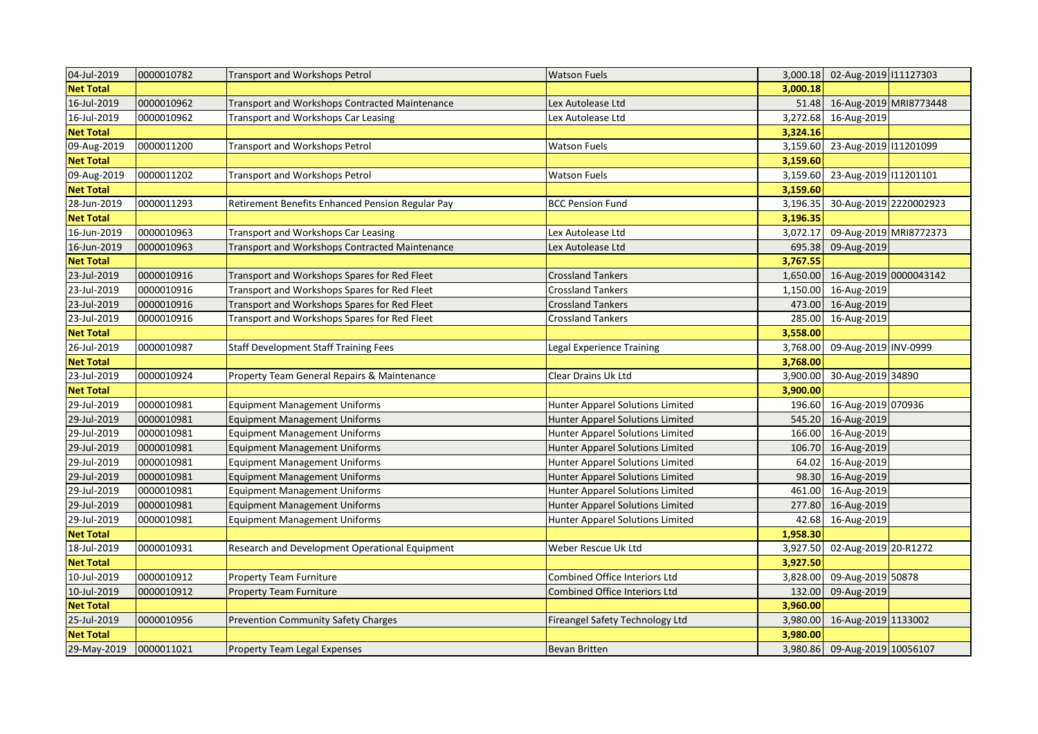| | | | | | | |
|---|---|---|---|---|---|---|
| 04-Jul-2019 | 0000010782 | Transport and Workshops Petrol | Watson Fuels | 3,000.18 | 02-Aug-2019 | I11127303 |
| **Net Total** | | | | **3,000.18** | | |
| 16-Jul-2019 | 0000010962 | Transport and Workshops Contracted Maintenance | Lex Autolease Ltd | 51.48 | 16-Aug-2019 | MRI8773448 |
| 16-Jul-2019 | 0000010962 | Transport and Workshops Car Leasing | Lex Autolease Ltd | 3,272.68 | 16-Aug-2019 | |
| **Net Total** | | | | **3,324.16** | | |
| 09-Aug-2019 | 0000011200 | Transport and Workshops Petrol | Watson Fuels | 3,159.60 | 23-Aug-2019 | I11201099 |
| **Net Total** | | | | **3,159.60** | | |
| 09-Aug-2019 | 0000011202 | Transport and Workshops Petrol | Watson Fuels | 3,159.60 | 23-Aug-2019 | I11201101 |
| **Net Total** | | | | **3,159.60** | | |
| 28-Jun-2019 | 0000011293 | Retirement Benefits Enhanced Pension Regular Pay | BCC Pension Fund | 3,196.35 | 30-Aug-2019 | 2220002923 |
| **Net Total** | | | | **3,196.35** | | |
| 16-Jun-2019 | 0000010963 | Transport and Workshops Car Leasing | Lex Autolease Ltd | 3,072.17 | 09-Aug-2019 | MRI8772373 |
| 16-Jun-2019 | 0000010963 | Transport and Workshops Contracted Maintenance | Lex Autolease Ltd | 695.38 | 09-Aug-2019 | |
| **Net Total** | | | | **3,767.55** | | |
| 23-Jul-2019 | 0000010916 | Transport and Workshops Spares for Red Fleet | Crossland Tankers | 1,650.00 | 16-Aug-2019 | 0000043142 |
| 23-Jul-2019 | 0000010916 | Transport and Workshops Spares for Red Fleet | Crossland Tankers | 1,150.00 | 16-Aug-2019 | |
| 23-Jul-2019 | 0000010916 | Transport and Workshops Spares for Red Fleet | Crossland Tankers | 473.00 | 16-Aug-2019 | |
| 23-Jul-2019 | 0000010916 | Transport and Workshops Spares for Red Fleet | Crossland Tankers | 285.00 | 16-Aug-2019 | |
| **Net Total** | | | | **3,558.00** | | |
| 26-Jul-2019 | 0000010987 | Staff Development Staff Training Fees | Legal Experience Training | 3,768.00 | 09-Aug-2019 | INV-0999 |
| **Net Total** | | | | **3,768.00** | | |
| 23-Jul-2019 | 0000010924 | Property Team General Repairs & Maintenance | Clear Drains Uk Ltd | 3,900.00 | 30-Aug-2019 | 34890 |
| **Net Total** | | | | **3,900.00** | | |
| 29-Jul-2019 | 0000010981 | Equipment Management Uniforms | Hunter Apparel Solutions Limited | 196.60 | 16-Aug-2019 | 070936 |
| 29-Jul-2019 | 0000010981 | Equipment Management Uniforms | Hunter Apparel Solutions Limited | 545.20 | 16-Aug-2019 | |
| 29-Jul-2019 | 0000010981 | Equipment Management Uniforms | Hunter Apparel Solutions Limited | 166.00 | 16-Aug-2019 | |
| 29-Jul-2019 | 0000010981 | Equipment Management Uniforms | Hunter Apparel Solutions Limited | 106.70 | 16-Aug-2019 | |
| 29-Jul-2019 | 0000010981 | Equipment Management Uniforms | Hunter Apparel Solutions Limited | 64.02 | 16-Aug-2019 | |
| 29-Jul-2019 | 0000010981 | Equipment Management Uniforms | Hunter Apparel Solutions Limited | 98.30 | 16-Aug-2019 | |
| 29-Jul-2019 | 0000010981 | Equipment Management Uniforms | Hunter Apparel Solutions Limited | 461.00 | 16-Aug-2019 | |
| 29-Jul-2019 | 0000010981 | Equipment Management Uniforms | Hunter Apparel Solutions Limited | 277.80 | 16-Aug-2019 | |
| 29-Jul-2019 | 0000010981 | Equipment Management Uniforms | Hunter Apparel Solutions Limited | 42.68 | 16-Aug-2019 | |
| **Net Total** | | | | **1,958.30** | | |
| 18-Jul-2019 | 0000010931 | Research and Development Operational Equipment | Weber Rescue Uk Ltd | 3,927.50 | 02-Aug-2019 | 20-R1272 |
| **Net Total** | | | | **3,927.50** | | |
| 10-Jul-2019 | 0000010912 | Property Team Furniture | Combined Office Interiors Ltd | 3,828.00 | 09-Aug-2019 | 50878 |
| 10-Jul-2019 | 0000010912 | Property Team Furniture | Combined Office Interiors Ltd | 132.00 | 09-Aug-2019 | |
| **Net Total** | | | | **3,960.00** | | |
| 25-Jul-2019 | 0000010956 | Prevention Community Safety Charges | Fireangel Safety Technology Ltd | 3,980.00 | 16-Aug-2019 | 1133002 |
| **Net Total** | | | | **3,980.00** | | |
| 29-May-2019 | 0000011021 | Property Team Legal Expenses | Bevan Britten | 3,980.86 | 09-Aug-2019 | 10056107 |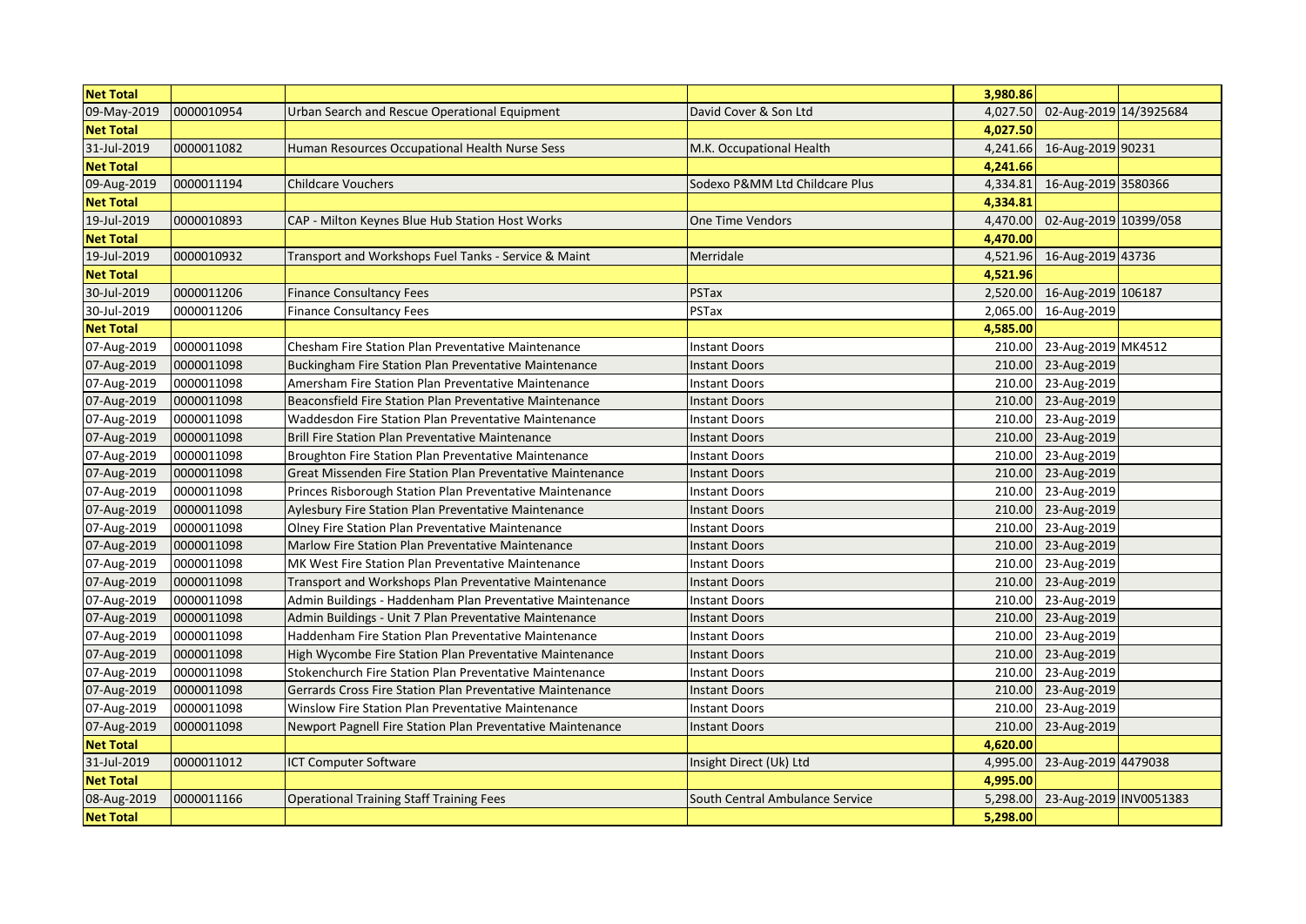| Net Total | | | | 3,980.86 | | |
|---|---|---|---|---|---|---|
| 09-May-2019 | 0000010954 | Urban Search and Rescue Operational Equipment | David Cover & Son Ltd | 4,027.50 | 02-Aug-2019 | 14/3925684 |
| Net Total | | | | 4,027.50 | | |
| 31-Jul-2019 | 0000011082 | Human Resources Occupational Health Nurse Sess | M.K. Occupational Health | 4,241.66 | 16-Aug-2019 | 90231 |
| Net Total | | | | 4,241.66 | | |
| 09-Aug-2019 | 0000011194 | Childcare Vouchers | Sodexo P&MM Ltd Childcare Plus | 4,334.81 | 16-Aug-2019 | 3580366 |
| Net Total | | | | 4,334.81 | | |
| 19-Jul-2019 | 0000010893 | CAP - Milton Keynes Blue Hub Station Host Works | One Time Vendors | 4,470.00 | 02-Aug-2019 | 10399/058 |
| Net Total | | | | 4,470.00 | | |
| 19-Jul-2019 | 0000010932 | Transport and Workshops Fuel Tanks - Service & Maint | Merridale | 4,521.96 | 16-Aug-2019 | 43736 |
| Net Total | | | | 4,521.96 | | |
| 30-Jul-2019 | 0000011206 | Finance Consultancy Fees | PSTax | 2,520.00 | 16-Aug-2019 | 106187 |
| 30-Jul-2019 | 0000011206 | Finance Consultancy Fees | PSTax | 2,065.00 | 16-Aug-2019 | |
| Net Total | | | | 4,585.00 | | |
| 07-Aug-2019 | 0000011098 | Chesham Fire Station Plan Preventative Maintenance | Instant Doors | 210.00 | 23-Aug-2019 | MK4512 |
| 07-Aug-2019 | 0000011098 | Buckingham Fire Station Plan Preventative Maintenance | Instant Doors | 210.00 | 23-Aug-2019 | |
| 07-Aug-2019 | 0000011098 | Amersham Fire Station Plan Preventative Maintenance | Instant Doors | 210.00 | 23-Aug-2019 | |
| 07-Aug-2019 | 0000011098 | Beaconsfield Fire Station Plan Preventative Maintenance | Instant Doors | 210.00 | 23-Aug-2019 | |
| 07-Aug-2019 | 0000011098 | Waddesdon Fire Station Plan Preventative Maintenance | Instant Doors | 210.00 | 23-Aug-2019 | |
| 07-Aug-2019 | 0000011098 | Brill Fire Station Plan Preventative Maintenance | Instant Doors | 210.00 | 23-Aug-2019 | |
| 07-Aug-2019 | 0000011098 | Broughton Fire Station Plan Preventative Maintenance | Instant Doors | 210.00 | 23-Aug-2019 | |
| 07-Aug-2019 | 0000011098 | Great Missenden Fire Station Plan Preventative Maintenance | Instant Doors | 210.00 | 23-Aug-2019 | |
| 07-Aug-2019 | 0000011098 | Princes Risborough Station Plan Preventative Maintenance | Instant Doors | 210.00 | 23-Aug-2019 | |
| 07-Aug-2019 | 0000011098 | Aylesbury Fire Station Plan Preventative Maintenance | Instant Doors | 210.00 | 23-Aug-2019 | |
| 07-Aug-2019 | 0000011098 | Olney Fire Station Plan Preventative Maintenance | Instant Doors | 210.00 | 23-Aug-2019 | |
| 07-Aug-2019 | 0000011098 | Marlow Fire Station Plan Preventative Maintenance | Instant Doors | 210.00 | 23-Aug-2019 | |
| 07-Aug-2019 | 0000011098 | MK West Fire Station Plan Preventative Maintenance | Instant Doors | 210.00 | 23-Aug-2019 | |
| 07-Aug-2019 | 0000011098 | Transport and Workshops Plan Preventative Maintenance | Instant Doors | 210.00 | 23-Aug-2019 | |
| 07-Aug-2019 | 0000011098 | Admin Buildings - Haddenham Plan Preventative Maintenance | Instant Doors | 210.00 | 23-Aug-2019 | |
| 07-Aug-2019 | 0000011098 | Admin Buildings - Unit 7 Plan Preventative Maintenance | Instant Doors | 210.00 | 23-Aug-2019 | |
| 07-Aug-2019 | 0000011098 | Haddenham Fire Station Plan Preventative Maintenance | Instant Doors | 210.00 | 23-Aug-2019 | |
| 07-Aug-2019 | 0000011098 | High Wycombe Fire Station Plan Preventative Maintenance | Instant Doors | 210.00 | 23-Aug-2019 | |
| 07-Aug-2019 | 0000011098 | Stokenchurch Fire Station Plan Preventative Maintenance | Instant Doors | 210.00 | 23-Aug-2019 | |
| 07-Aug-2019 | 0000011098 | Gerrards Cross Fire Station Plan Preventative Maintenance | Instant Doors | 210.00 | 23-Aug-2019 | |
| 07-Aug-2019 | 0000011098 | Winslow Fire Station Plan Preventative Maintenance | Instant Doors | 210.00 | 23-Aug-2019 | |
| 07-Aug-2019 | 0000011098 | Newport Pagnell Fire Station Plan Preventative Maintenance | Instant Doors | 210.00 | 23-Aug-2019 | |
| Net Total | | | | 4,620.00 | | |
| 31-Jul-2019 | 0000011012 | ICT Computer Software | Insight Direct (Uk) Ltd | 4,995.00 | 23-Aug-2019 | 4479038 |
| Net Total | | | | 4,995.00 | | |
| 08-Aug-2019 | 0000011166 | Operational Training Staff Training Fees | South Central Ambulance Service | 5,298.00 | 23-Aug-2019 | INV0051383 |
| Net Total | | | | 5,298.00 | | |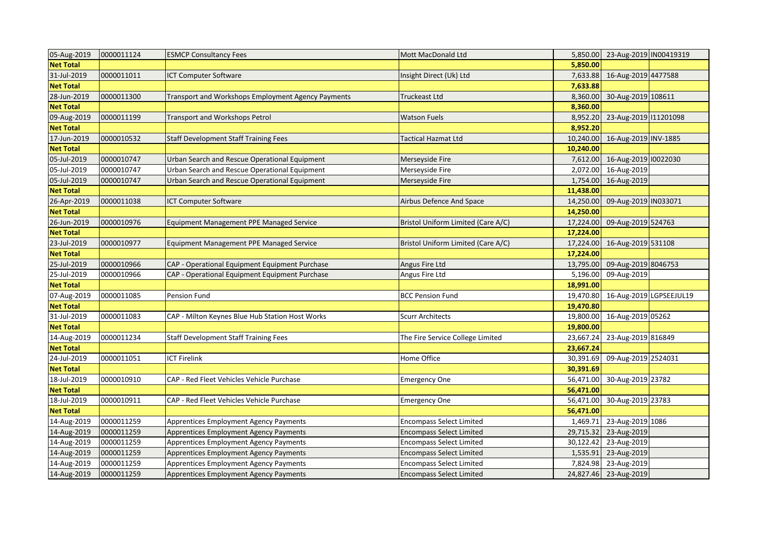| | | | | | | |
|---|---|---|---|---|---|---|
| 05-Aug-2019 | 0000011124 | ESMCP Consultancy Fees | Mott MacDonald Ltd | 5,850.00 | 23-Aug-2019 | IN00419319 |
| **Net Total** | | | | **5,850.00** | | |
| 31-Jul-2019 | 0000011011 | ICT Computer Software | Insight Direct (Uk) Ltd | 7,633.88 | 16-Aug-2019 | 4477588 |
| **Net Total** | | | | **7,633.88** | | |
| 28-Jun-2019 | 0000011300 | Transport and Workshops Employment Agency Payments | Truckeast Ltd | 8,360.00 | 30-Aug-2019 | 108611 |
| **Net Total** | | | | **8,360.00** | | |
| 09-Aug-2019 | 0000011199 | Transport and Workshops Petrol | Watson Fuels | 8,952.20 | 23-Aug-2019 | I11201098 |
| **Net Total** | | | | **8,952.20** | | |
| 17-Jun-2019 | 0000010532 | Staff Development Staff Training Fees | Tactical Hazmat Ltd | 10,240.00 | 16-Aug-2019 | INV-1885 |
| **Net Total** | | | | **10,240.00** | | |
| 05-Jul-2019 | 0000010747 | Urban Search and Rescue Operational Equipment | Merseyside Fire | 7,612.00 | 16-Aug-2019 | I0022030 |
| 05-Jul-2019 | 0000010747 | Urban Search and Rescue Operational Equipment | Merseyside Fire | 2,072.00 | 16-Aug-2019 | |
| 05-Jul-2019 | 0000010747 | Urban Search and Rescue Operational Equipment | Merseyside Fire | 1,754.00 | 16-Aug-2019 | |
| **Net Total** | | | | **11,438.00** | | |
| 26-Apr-2019 | 0000011038 | ICT Computer Software | Airbus Defence And Space | 14,250.00 | 09-Aug-2019 | IN033071 |
| **Net Total** | | | | **14,250.00** | | |
| 26-Jun-2019 | 0000010976 | Equipment Management PPE Managed Service | Bristol Uniform Limited (Care A/C) | 17,224.00 | 09-Aug-2019 | 524763 |
| **Net Total** | | | | **17,224.00** | | |
| 23-Jul-2019 | 0000010977 | Equipment Management PPE Managed Service | Bristol Uniform Limited (Care A/C) | 17,224.00 | 16-Aug-2019 | 531108 |
| **Net Total** | | | | **17,224.00** | | |
| 25-Jul-2019 | 0000010966 | CAP - Operational Equipment Equipment Purchase | Angus Fire Ltd | 13,795.00 | 09-Aug-2019 | 8046753 |
| 25-Jul-2019 | 0000010966 | CAP - Operational Equipment Equipment Purchase | Angus Fire Ltd | 5,196.00 | 09-Aug-2019 | |
| **Net Total** | | | | **18,991.00** | | |
| 07-Aug-2019 | 0000011085 | Pension Fund | BCC Pension Fund | 19,470.80 | 16-Aug-2019 | LGPSEEJUL19 |
| **Net Total** | | | | **19,470.80** | | |
| 31-Jul-2019 | 0000011083 | CAP - Milton Keynes Blue Hub Station Host Works | Scurr Architects | 19,800.00 | 16-Aug-2019 | 05262 |
| **Net Total** | | | | **19,800.00** | | |
| 14-Aug-2019 | 0000011234 | Staff Development Staff Training Fees | The Fire Service College Limited | 23,667.24 | 23-Aug-2019 | 816849 |
| **Net Total** | | | | **23,667.24** | | |
| 24-Jul-2019 | 0000011051 | ICT Firelink | Home Office | 30,391.69 | 09-Aug-2019 | 2524031 |
| **Net Total** | | | | **30,391.69** | | |
| 18-Jul-2019 | 0000010910 | CAP - Red Fleet Vehicles Vehicle Purchase | Emergency One | 56,471.00 | 30-Aug-2019 | 23782 |
| **Net Total** | | | | **56,471.00** | | |
| 18-Jul-2019 | 0000010911 | CAP - Red Fleet Vehicles Vehicle Purchase | Emergency One | 56,471.00 | 30-Aug-2019 | 23783 |
| **Net Total** | | | | **56,471.00** | | |
| 14-Aug-2019 | 0000011259 | Apprentices Employment Agency Payments | Encompass Select Limited | 1,469.71 | 23-Aug-2019 | 1086 |
| 14-Aug-2019 | 0000011259 | Apprentices Employment Agency Payments | Encompass Select Limited | 29,715.32 | 23-Aug-2019 | |
| 14-Aug-2019 | 0000011259 | Apprentices Employment Agency Payments | Encompass Select Limited | 30,122.42 | 23-Aug-2019 | |
| 14-Aug-2019 | 0000011259 | Apprentices Employment Agency Payments | Encompass Select Limited | 1,535.91 | 23-Aug-2019 | |
| 14-Aug-2019 | 0000011259 | Apprentices Employment Agency Payments | Encompass Select Limited | 7,824.98 | 23-Aug-2019 | |
| 14-Aug-2019 | 0000011259 | Apprentices Employment Agency Payments | Encompass Select Limited | 24,827.46 | 23-Aug-2019 | |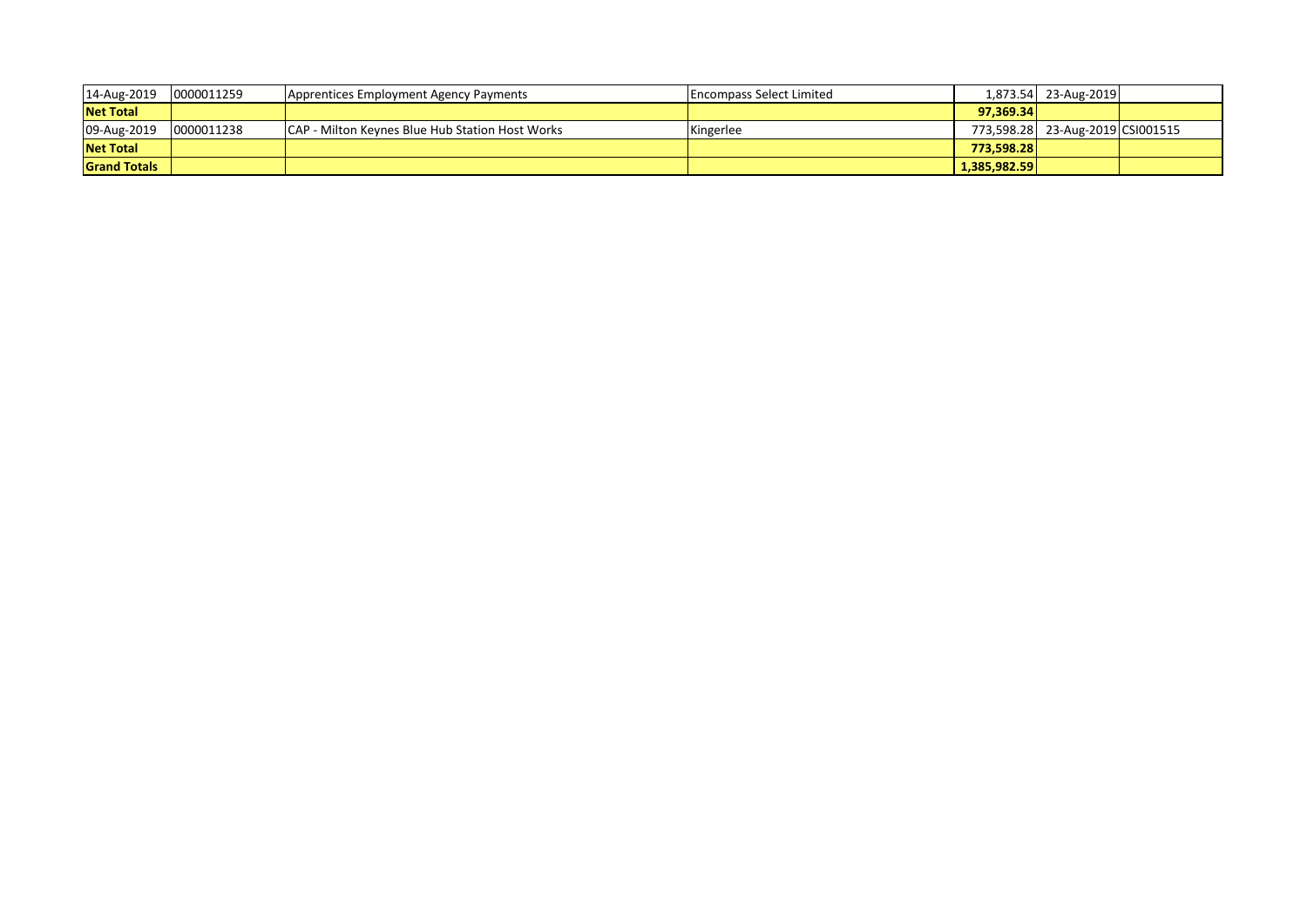| | | | | | | |
|---|---|---|---|---|---|---|
| 14-Aug-2019 | 0000011259 | Apprentices Employment Agency Payments | Encompass Select Limited | 1,873.54 | 23-Aug-2019 | |
| **Net Total** | | | | **97,369.34** | | |
| 09-Aug-2019 | 0000011238 | CAP - Milton Keynes Blue Hub Station Host Works | Kingerlee | 773,598.28 | 23-Aug-2019 | CSI001515 |
| **Net Total** | | | | **773,598.28** | | |
| **Grand Totals** | | | | **1,385,982.59** | | |